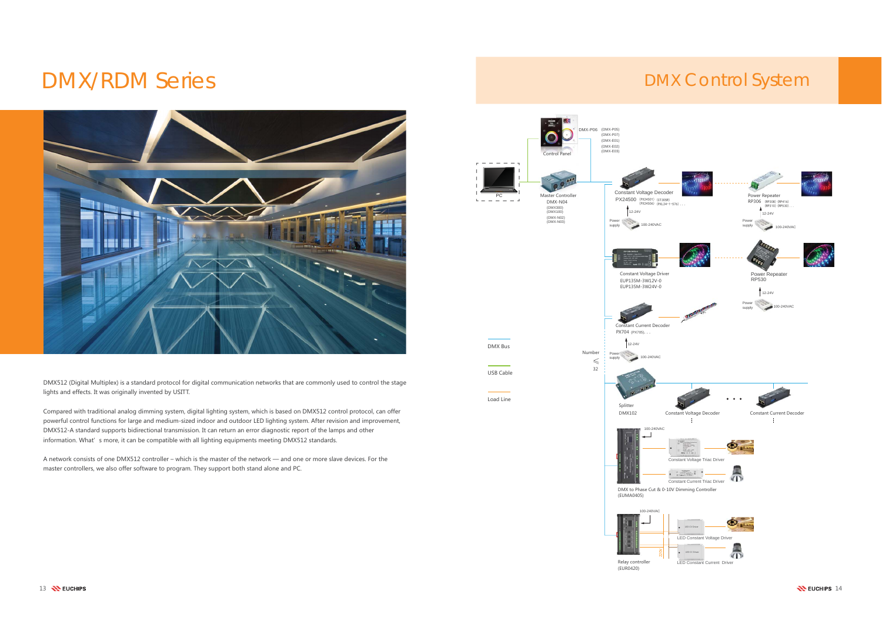# DMX/RDM Series

DMX512 (Digital Multiplex) is a standard protocol for digital communication networks that are commonly used to control the stage lights and effects. It was originally invented by USITT.

Compared with traditional analog dimming system, digital lighting system, which is based on DMX512 control protocol, can offer powerful control functions for large and medium-sized indoor and outdoor LED lighting system. After revision and improvement, DMX512-A standard supports bidirectional transmission. It can return an error diagnostic report of the lamps and other information. What' s more, it can be compatible with all lighting equipments meeting DMX512 standards.

A network consists of one DMX512 controller – which is the master of the network — and one or more slave devices. For the master controllers, we also offer software to program. They support both stand alone and PC.

# DMX Control System

Control Panel
DMX-P06 (DMX-P05) (DMX-P07) (DMX-E01) (DMX-E02) (DMX-E03)

PC

Master Controller
DMX-N04
(DMX300)
(DMX100)
(DMX-N02)
(DMX-N03)

Constant Voltage Decoder
PX24500 (PX24501) (PX24506) (DT308) (PXL24-1-576) . . .
12-24V
Power supply 100-240VAC

Power Repeater
RP306 (RP308) (RP416) (RP310) (RP530) . . .
12-24V
Power supply 100-240VAC

Constant Voltage Driver
EUP135M-3W12V-0
EUP135M-3W24V-0

Power Repeater
RP530
12-24V
Power supply 100-240VAC

Constant Current Decoder
PX704 (PX705). . .
12-24V
Power supply 100-240VAC

DMX Bus

USB Cable

Load Line

Number ≤ 32

Splitter
DMX102

Constant Voltage Decoder

Constant Current Decoder

100-240VAC

Constant Voltage Triac Driver

Constant Current Triac Driver

DMX to Phase Cut & 0-10V Dimming Controller
(EUMA0405)

100-240VAC

LED Constant Voltage Driver

LED Constant Current Driver

Relay controller
(EUR0420)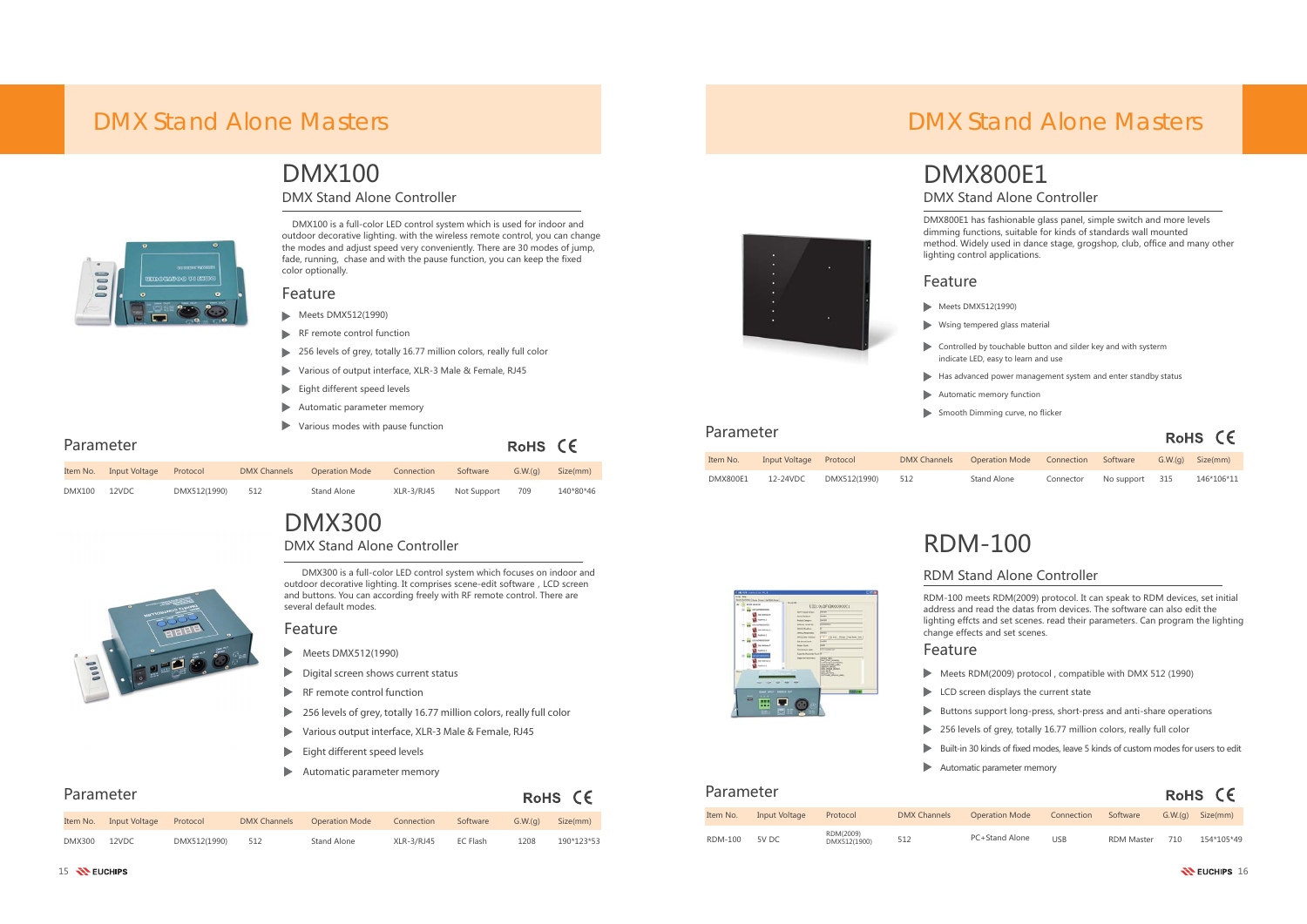# DMX Stand Alone Masters

## DMX100

### DMX Stand Alone Controller

DMX100 is a full-color LED control system which is used for indoor and outdoor decorative lighting. with the wireless remote control, you can change the modes and adjust speed very conveniently. There are 30 modes of jump, fade, running, chase and with the pause function, you can keep the fixed color optionally.

### Feature

- Meets DMX512(1990)
- RF remote control function
- 256 levels of grey, totally 16.77 million colors, really full color
- Various of output interface, XLR-3 Male & Female, RJ45
- Eight different speed levels
- Automatic parameter memory
- Various modes with pause function

### Parameter

RoHS CE

| Item No. | Input Voltage | Protocol | DMX Channels | Operation Mode | Connection | Software | G.W.(g) | Size(mm) |
|---|---|---|---|---|---|---|---|---|
| DMX100 | 12VDC | DMX512(1990) | 512 | Stand Alone | XLR-3/RJ45 | Not Support | 709 | 140*80*46 |

## DMX300

### DMX Stand Alone Controller

DMX300 is a full-color LED control system which focuses on indoor and outdoor decorative lighting. It comprises scene-edit software，LCD screen and buttons. You can according freely with RF remote control. There are several default modes.

### Feature

- Meets DMX512(1990)
- Digital screen shows current status
- RF remote control function
- 256 levels of grey, totally 16.77 million colors, really full color
- Various output interface, XLR-3 Male & Female, RJ45
- Eight different speed levels
- Automatic parameter memory

### Parameter

RoHS CE

| Item No. | Input Voltage | Protocol | DMX Channels | Operation Mode | Connection | Software | G.W.(g) | Size(mm) |
|---|---|---|---|---|---|---|---|---|
| DMX300 | 12VDC | DMX512(1990) | 512 | Stand Alone | XLR-3/RJ45 | EC Flash | 1208 | 190*123*53 |

# DMX Stand Alone Masters

## DMX800E1

### DMX Stand Alone Controller

DMX800E1 has fashionable glass panel, simple switch and more levels dimming functions, suitable for kinds of standards wall mounted method. Widely used in dance stage, grogshop, club, office and many other lighting control applications.

### Feature

- Meets DMX512(1990)
- Wsing tempered glass material
- Controlled by touchable button and silder key and with syserm indicate LED, easy to learn and use
- Has advanced power management system and enter standby status
- Automatic memory function
- Smooth Dimming curve, no flicker

### Parameter

RoHS CE

| Item No. | Input Voltage | Protocol | DMX Channels | Operation Mode | Connection | Software | G.W.(g) | Size(mm) |
|---|---|---|---|---|---|---|---|---|
| DMX800E1 | 12-24VDC | DMX512(1990) | 512 | Stand Alone | Connector | No support | 315 | 146*106*11 |

## RDM-100

### RDM Stand Alone Controller

RDM-100 meets RDM(2009) protocol. It can speak to RDM devices, set initial address and read the datas from devices. The software can also edit the lighting effcts and set scenes. read their parameters. Can program the lighting change effects and set scenes.

### Feature

- Meets RDM(2009) protocol , compatible with DMX 512 (1990)
- LCD screen displays the current state
- Buttons support long-press, short-press and anti-share operations
- 256 levels of grey, totally 16.77 million colors, really full color
- Built-in 30 kinds of fixed modes, leave 5 kinds of custom modes for users to edit
- Automatic parameter memory

### Parameter

RoHS CE

| Item No. | Input Voltage | Protocol | DMX Channels | Operation Mode | Connection | Software | G.W.(g) | Size(mm) |
|---|---|---|---|---|---|---|---|---|
| RDM-100 | 5V DC | RDM(2009) DMX512(1900) | 512 | PC+Stand Alone | USB | RDM Master | 710 | 154*105*49 |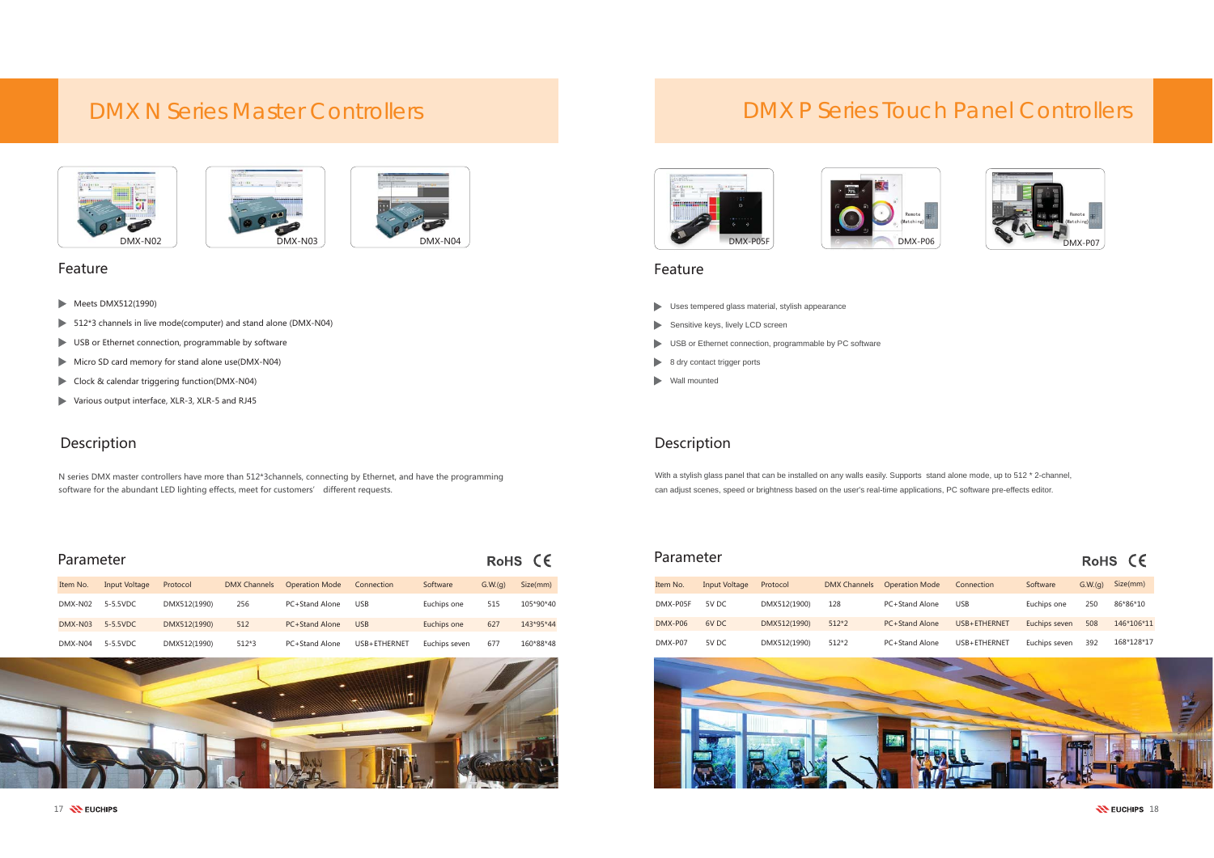# DMX N Series Master Controllers

DMX-N02

DMX-N03

DMX-N04

## Feature

- Meets DMX512(1990)
- 512*3 channels in live mode(computer) and stand alone (DMX-N04)
- USB or Ethernet connection, programmable by software
- Micro SD card memory for stand alone use(DMX-N04)
- Clock & calendar triggering function(DMX-N04)
- Various output interface, XLR-3, XLR-5 and RJ45

## Description

N series DMX master controllers have more than 512*3channels, connecting by Ethernet, and have the programming software for the abundant LED lighting effects, meet for customers' different requests.

## Parameter

RoHS CE

| Item No. | Input Voltage | Protocol | DMX Channels | Operation Mode | Connection | Software | G.W.(g) | Size(mm) |
|---|---|---|---|---|---|---|---|---|
| DMX-N02 | 5-5.5VDC | DMX512(1990) | 256 | PC+Stand Alone | USB | Euchips one | 515 | 105*90*40 |
| DMX-N03 | 5-5.5VDC | DMX512(1990) | 512 | PC+Stand Alone | USB | Euchips one | 627 | 143*95*44 |
| DMX-N04 | 5-5.5VDC | DMX512(1990) | 512*3 | PC+Stand Alone | USB+ETHERNET | Euchips seven | 677 | 160*88*48 |

# DMX P Series Touch Panel Controllers

DMX-P05F

DMX-P06

DMX-P07

## Feature

- Uses tempered glass material, stylish appearance
- Sensitive keys, lively LCD screen
- USB or Ethernet connection, programmable by PC software
- 8 dry contact trigger ports
- Wall mounted

## Description

With a stylish glass panel that can be installed on any walls easily. Supports stand alone mode, up to 512 * 2-channel, can adjust scenes, speed or brightness based on the user's real-time applications, PC software pre-effects editor.

## Parameter

RoHS CE

| Item No. | Input Voltage | Protocol | DMX Channels | Operation Mode | Connection | Software | G.W.(g) | Size(mm) |
|---|---|---|---|---|---|---|---|---|
| DMX-P05F | 5V DC | DMX512(1900) | 128 | PC+Stand Alone | USB | Euchips one | 250 | 86*86*10 |
| DMX-P06 | 6V DC | DMX512(1990) | 512*2 | PC+Stand Alone | USB+ETHERNET | Euchips seven | 508 | 146*106*11 |
| DMX-P07 | 5V DC | DMX512(1990) | 512*2 | PC+Stand Alone | USB+ETHERNET | Euchips seven | 392 | 168*128*17 |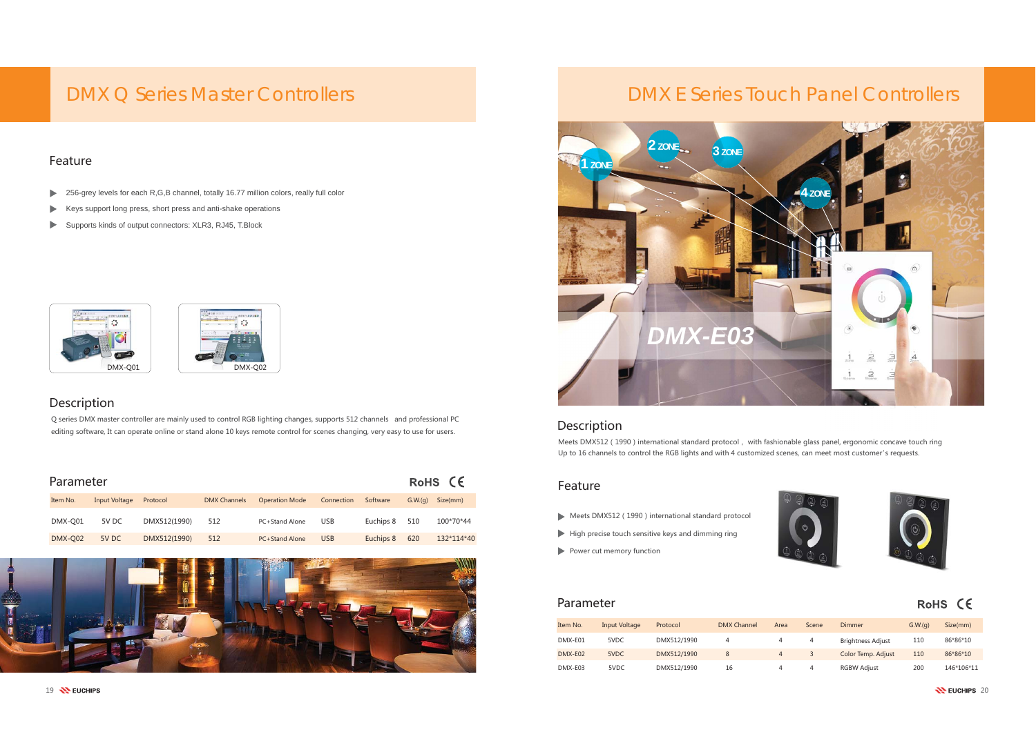# DMX Q Series Master Controllers

## Feature

- 256-grey levels for each R,G,B channel, totally 16.77 million colors, really full color
- Keys support long press, short press and anti-shake operations
- Supports kinds of output connectors: XLR3, RJ45, T.Block

DMX-Q01

DMX-Q02

## Description

Q series DMX master controller are mainly used to control RGB lighting changes, supports 512 channels and professional PC editing software, It can operate online or stand alone 10 keys remote control for scenes changing, very easy to use for users.

## Parameter

RoHS CE

| Item No. | Input Voltage | Protocol | DMX Channels | Operation Mode | Connection | Software | G.W.(g) | Size(mm) |
|---|---|---|---|---|---|---|---|---|
| DMX-Q01 | 5V DC | DMX512(1990) | 512 | PC+Stand Alone | USB | Euchips 8 | 510 | 100*70*44 |
| DMX-Q02 | 5V DC | DMX512(1990) | 512 | PC+Stand Alone | USB | Euchips 8 | 620 | 132*114*40 |

# DMX E Series Touch Panel Controllers

1 ZONE

2 ZONE

3 ZONE

4 ZONE

*DMX-E03*

## Description

Meets DMX512 ( 1990 ) international standard protocol , with fashionable glass panel, ergonomic concave touch ring
Up to 16 channels to control the RGB lights and with 4 customized scenes, can meet most customer's requests.

## Feature

- Meets DMX512 ( 1990 ) international standard protocol
- High precise touch sensitive keys and dimming ring
- Power cut memory function

## Parameter

RoHS CE

| Item No. | Input Voltage | Protocol | DMX Channel | Area | Scene | Dimmer | G.W.(g) | Size(mm) |
|---|---|---|---|---|---|---|---|---|
| DMX-E01 | 5VDC | DMX512/1990 | 4 | 4 | 4 | Brightness Adjust | 110 | 86*86*10 |
| DMX-E02 | 5VDC | DMX512/1990 | 8 | 4 | 3 | Color Temp. Adjust | 110 | 86*86*10 |
| DMX-E03 | 5VDC | DMX512/1990 | 16 | 4 | 4 | RGBW Adjust | 200 | 146*106*11 |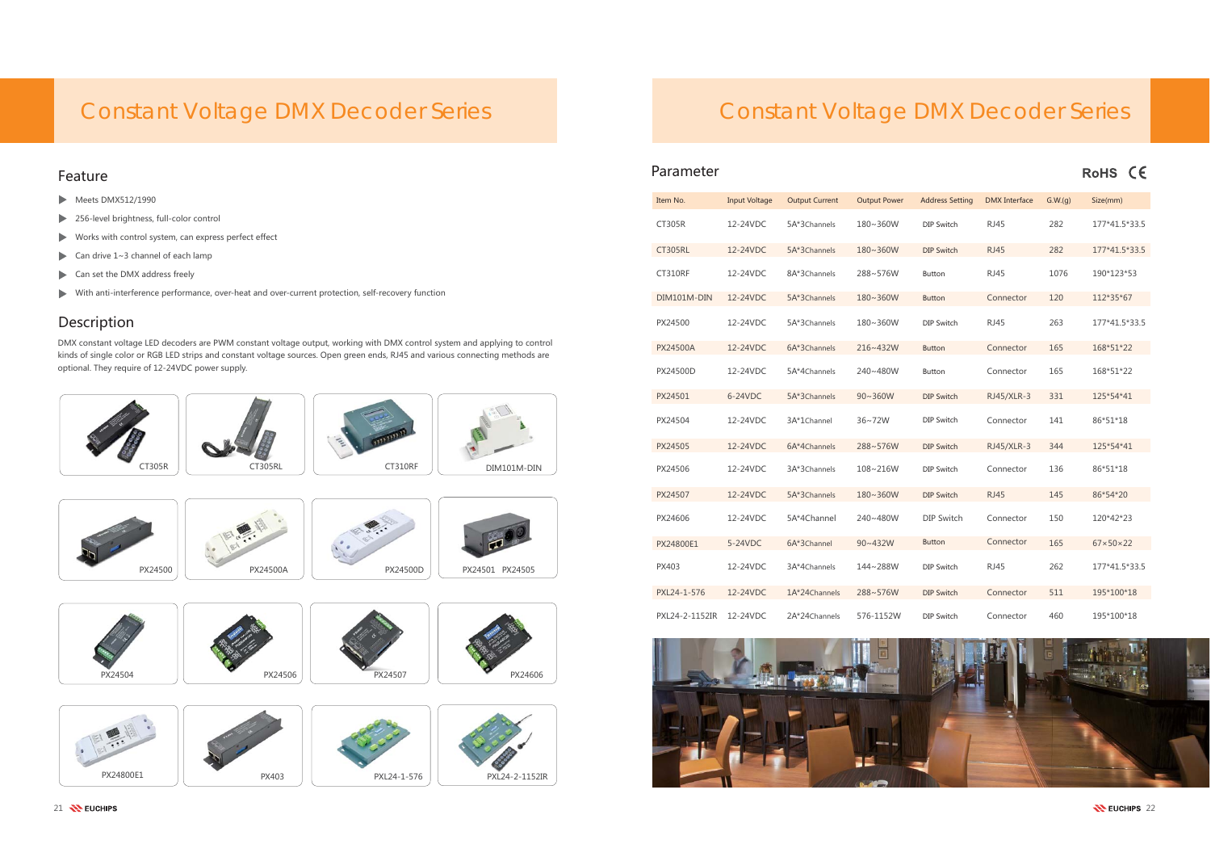# Constant Voltage DMX Decoder Series

## Feature

- Meets DMX512/1990
- 256-level brightness, full-color control
- Works with control system, can express perfect effect
- Can drive 1~3 channel of each lamp
- Can set the DMX address freely
- With anti-interference performance, over-heat and over-current protection, self-recovery function

## Description

DMX constant voltage LED decoders are PWM constant voltage output, working with DMX control system and applying to control kinds of single color or RGB LED strips and constant voltage sources. Open green ends, RJ45 and various connecting methods are optional. They require of 12-24VDC power supply.

CT305R

CT305RL

CT310RF

DIM101M-DIN

PX24500

PX24500A

PX24500D

PX24501 PX24505

PX24504

PX24506

PX24507

PX24606

PX24800E1

PX403

PXL24-1-576

PXL24-2-1152IR

# Constant Voltage DMX Decoder Series

## Parameter

RoHS CE

| Item No. | Input Voltage | Output Current | Output Power | Address Setting | DMX Interface | G.W.(g) | Size(mm) |
|---|---|---|---|---|---|---|---|
| CT305R | 12-24VDC | 5A*3Channels | 180~360W | DIP Switch | RJ45 | 282 | 177*41.5*33.5 |
| CT305RL | 12-24VDC | 5A*3Channels | 180~360W | DIP Switch | RJ45 | 282 | 177*41.5*33.5 |
| CT310RF | 12-24VDC | 8A*3Channels | 288~576W | Button | RJ45 | 1076 | 190*123*53 |
| DIM101M-DIN | 12-24VDC | 5A*3Channels | 180~360W | Button | Connector | 120 | 112*35*67 |
| PX24500 | 12-24VDC | 5A*3Channels | 180~360W | DIP Switch | RJ45 | 263 | 177*41.5*33.5 |
| PX24500A | 12-24VDC | 6A*3Channels | 216~432W | Button | Connector | 165 | 168*51*22 |
| PX24500D | 12-24VDC | 5A*4Channels | 240~480W | Button | Connector | 165 | 168*51*22 |
| PX24501 | 6-24VDC | 5A*3Channels | 90~360W | DIP Switch | RJ45/XLR-3 | 331 | 125*54*41 |
| PX24504 | 12-24VDC | 3A*1Channel | 36~72W | DIP Switch | Connector | 141 | 86*51*18 |
| PX24505 | 12-24VDC | 6A*4Channels | 288~576W | DIP Switch | RJ45/XLR-3 | 344 | 125*54*41 |
| PX24506 | 12-24VDC | 3A*3Channels | 108~216W | DIP Switch | Connector | 136 | 86*51*18 |
| PX24507 | 12-24VDC | 5A*3Channels | 180~360W | DIP Switch | RJ45 | 145 | 86*54*20 |
| PX24606 | 12-24VDC | 5A*4Channel | 240~480W | DIP Switch | Connector | 150 | 120*42*23 |
| PX24800E1 | 5-24VDC | 6A*3Channel | 90~432W | Button | Connector | 165 | 67×50×22 |
| PX403 | 12-24VDC | 3A*4Channels | 144~288W | DIP Switch | RJ45 | 262 | 177*41.5*33.5 |
| PXL24-1-576 | 12-24VDC | 1A*24Channels | 288~576W | DIP Switch | Connector | 511 | 195*100*18 |
| PXL24-2-1152IR | 12-24VDC | 2A*24Channels | 576-1152W | DIP Switch | Connector | 460 | 195*100*18 |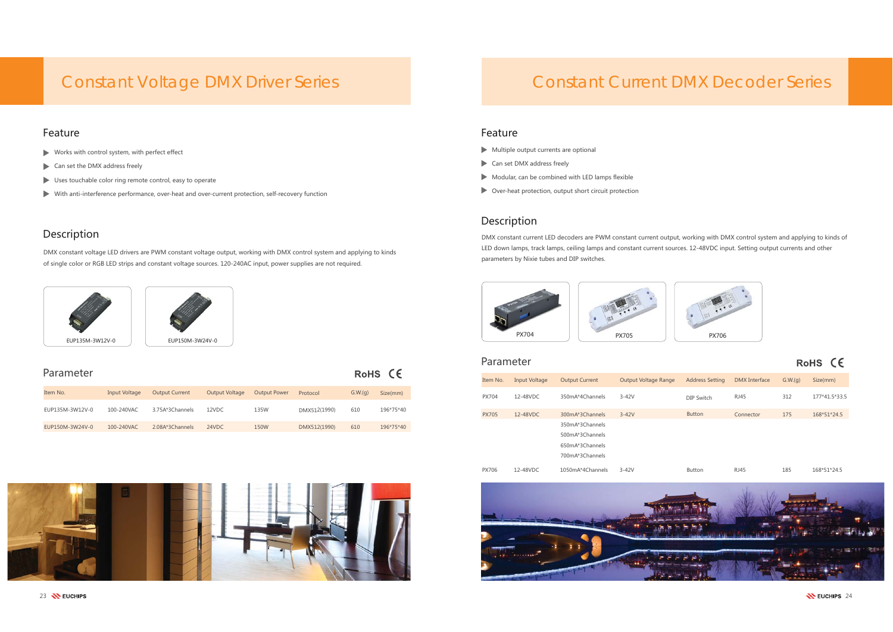# Constant Voltage DMX Driver Series

## Feature

- Works with control system, with perfect effect
- Can set the DMX address freely
- Uses touchable color ring remote control, easy to operate
- With anti-interference performance, over-heat and over-current protection, self-recovery function

## Description

DMX constant voltage LED drivers are PWM constant voltage output, working with DMX control system and applying to kinds of single color or RGB LED strips and constant voltage sources. 120-240AC input, power supplies are not required.

EUP135M-3W12V-0

EUP150M-3W24V-0

## Parameter

RoHS CE

| Item No. | Input Voltage | Output Current | Output Voltage | Output Power | Protocol | G.W.(g) | Size(mm) |
|---|---|---|---|---|---|---|---|
| EUP135M-3W12V-0 | 100-240VAC | 3.75A*3Channels | 12VDC | 135W | DMX512(1990) | 610 | 196*75*40 |
| EUP150M-3W24V-0 | 100-240VAC | 2.08A*3Channels | 24VDC | 150W | DMX512(1990) | 610 | 196*75*40 |

# Constant Current DMX Decoder Series

## Feature

- Multiple output currents are optional
- Can set DMX address freely
- Modular, can be combined with LED lamps flexible
- Over-heat protection, output short circuit protection

## Description

DMX constant current LED decoders are PWM constant current output, working with DMX control system and applying to kinds of LED down lamps, track lamps, ceiling lamps and constant current sources. 12-48VDC input. Setting output currents and other parameters by Nixie tubes and DIP switches.

PX704

PX705

PX706

## Parameter

RoHS CE

| Item No. | Input Voltage | Output Current | Output Voltage Range | Address Setting | DMX Interface | G.W.(g) | Size(mm) |
|---|---|---|---|---|---|---|---|
| PX704 | 12-48VDC | 350mA*4Channels | 3-42V | DIP Switch | RJ45 | 312 | 177*41.5*33.5 |
| PX705 | 12-48VDC | 300mA*3Channels<br>350mA*3Channels<br>500mA*3Channels<br>650mA*3Channels<br>700mA*3Channels | 3-42V | Button | Connector | 175 | 168*51*24.5 |
| PX706 | 12-48VDC | 1050mA*4Channels | 3-42V | Button | RJ45 | 185 | 168*51*24.5 |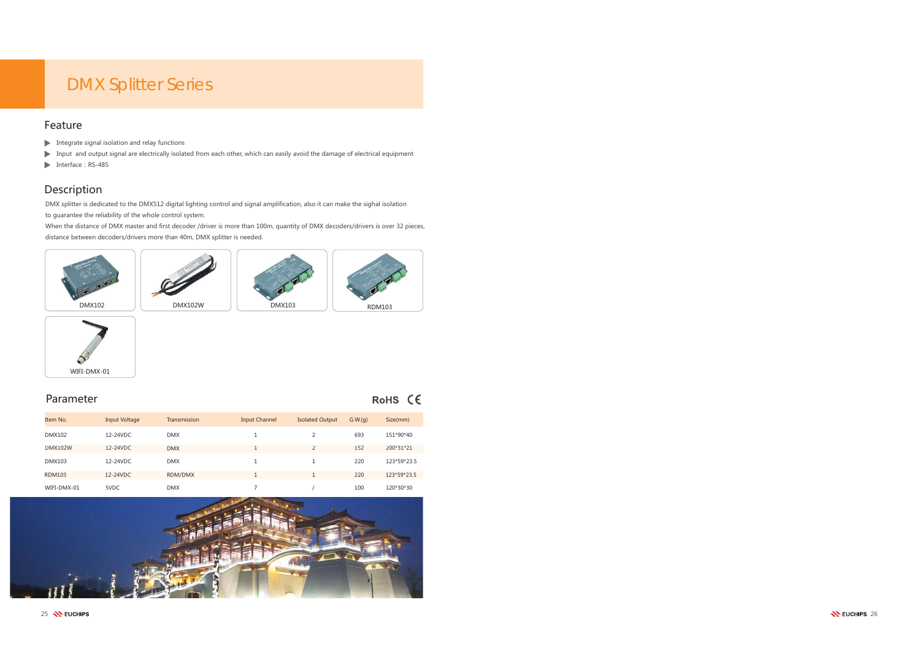# DMX Splitter Series

## Feature

- Integrate signal isolation and relay functions
- Input and output signal are electrically isolated from each other, which can easily avoid the damage of electrical equipment
- Interface：RS-485

## Description

DMX splitter is dedicated to the DMX512 digital lighting control and signal amplification, also it can make the sighal isolation to guarantee the reliability of the whole control system.

When the distance of DMX master and first decoder /driver is more than 100m, quantity of DMX decoders/drivers is over 32 pieces, distance between decoders/drivers more than 40m, DMX splitter is needed.

DMX102

DMX102W

DMX103

RDM103

WIFI-DMX-01

## Parameter

RoHS CE

| Item No. | Input Voltage | Transmission | Input Channel | Isolated Output | G.W.(g) | Size(mm) |
|---|---|---|---|---|---|---|
| DMX102 | 12-24VDC | DMX | 1 | 2 | 693 | 151*90*40 |
| DMX102W | 12-24VDC | DMX | 1 | 2 | 152 | 200*31*21 |
| DMX103 | 12-24VDC | DMX | 1 | 1 | 220 | 123*59*23.5 |
| RDM103 | 12-24VDC | RDM/DMX | 1 | 1 | 220 | 123*59*23.5 |
| WIFI-DMX-01 | 5VDC | DMX | 7 | / | 100 | 120*30*30 |